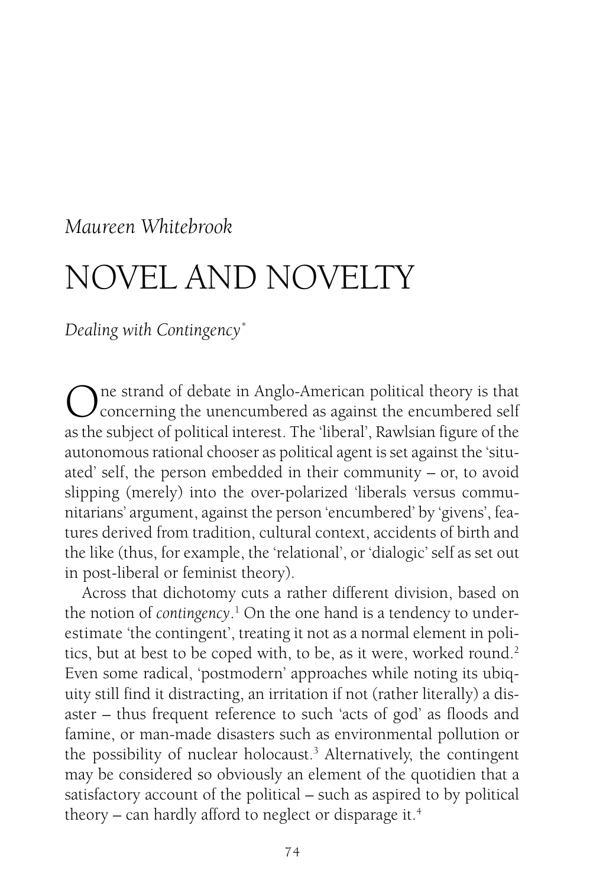*Maureen Whitebrook*

# NOVEL AND NOVELTY

*Dealing with Contingency**

One strand of debate in Anglo-American political theory is that concerning the unencumbered as against the encumbered self as the subject of political interest. The 'liberal', Rawlsian figure of the autonomous rational chooser as political agent is set against the 'situated' self, the person embedded in their community – or, to avoid slipping (merely) into the over-polarized 'liberals versus communitarians' argument, against the person 'encumbered' by 'givens', features derived from tradition, cultural context, accidents of birth and the like (thus, for example, the 'relational', or 'dialogic' self as set out in post-liberal or feminist theory).

Across that dichotomy cuts a rather different division, based on the notion of *contingency*.[1] On the one hand is a tendency to underestimate 'the contingent', treating it not as a normal element in politics, but at best to be coped with, to be, as it were, worked round.[2] Even some radical, 'postmodern' approaches while noting its ubiquity still find it distracting, an irritation if not (rather literally) a disaster – thus frequent reference to such 'acts of god' as floods and famine, or man-made disasters such as environmental pollution or the possibility of nuclear holocaust.[3] Alternatively, the contingent may be considered so obviously an element of the quotidien that a satisfactory account of the political – such as aspired to by political theory – can hardly afford to neglect or disparage it.[4]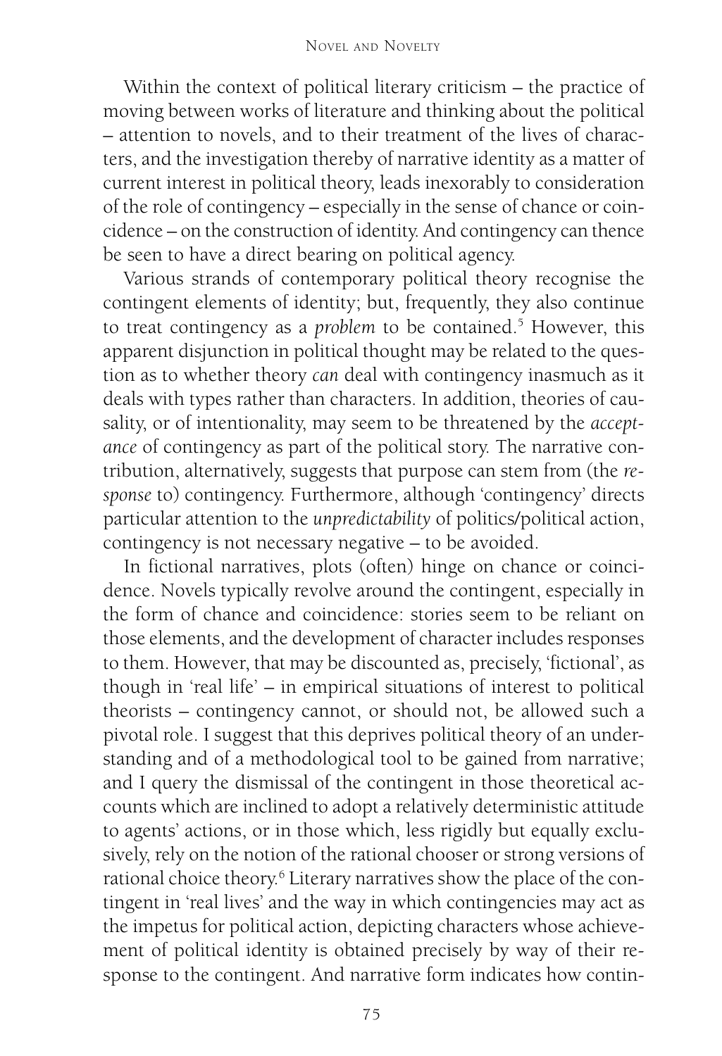Within the context of political literary criticism – the practice of moving between works of literature and thinking about the political – attention to novels, and to their treatment of the lives of characters, and the investigation thereby of narrative identity as a matter of current interest in political theory, leads inexorably to consideration of the role of contingency – especially in the sense of chance or coincidence – on the construction of identity. And contingency can thence be seen to have a direct bearing on political agency.

Various strands of contemporary political theory recognise the contingent elements of identity; but, frequently, they also continue to treat contingency as a *problem* to be contained.[5] However, this apparent disjunction in political thought may be related to the question as to whether theory *can* deal with contingency inasmuch as it deals with types rather than characters. In addition, theories of causality, or of intentionality, may seem to be threatened by the *acceptance* of contingency as part of the political story. The narrative contribution, alternatively, suggests that purpose can stem from (the *response* to) contingency. Furthermore, although 'contingency' directs particular attention to the *unpredictability* of politics/political action, contingency is not necessary negative – to be avoided.

In fictional narratives, plots (often) hinge on chance or coincidence. Novels typically revolve around the contingent, especially in the form of chance and coincidence: stories seem to be reliant on those elements, and the development of character includes responses to them. However, that may be discounted as, precisely, 'fictional', as though in 'real life' – in empirical situations of interest to political theorists – contingency cannot, or should not, be allowed such a pivotal role. I suggest that this deprives political theory of an understanding and of a methodological tool to be gained from narrative; and I query the dismissal of the contingent in those theoretical accounts which are inclined to adopt a relatively deterministic attitude to agents' actions, or in those which, less rigidly but equally exclusively, rely on the notion of the rational chooser or strong versions of rational choice theory.[6] Literary narratives show the place of the contingent in 'real lives' and the way in which contingencies may act as the impetus for political action, depicting characters whose achievement of political identity is obtained precisely by way of their response to the contingent. And narrative form indicates how contin-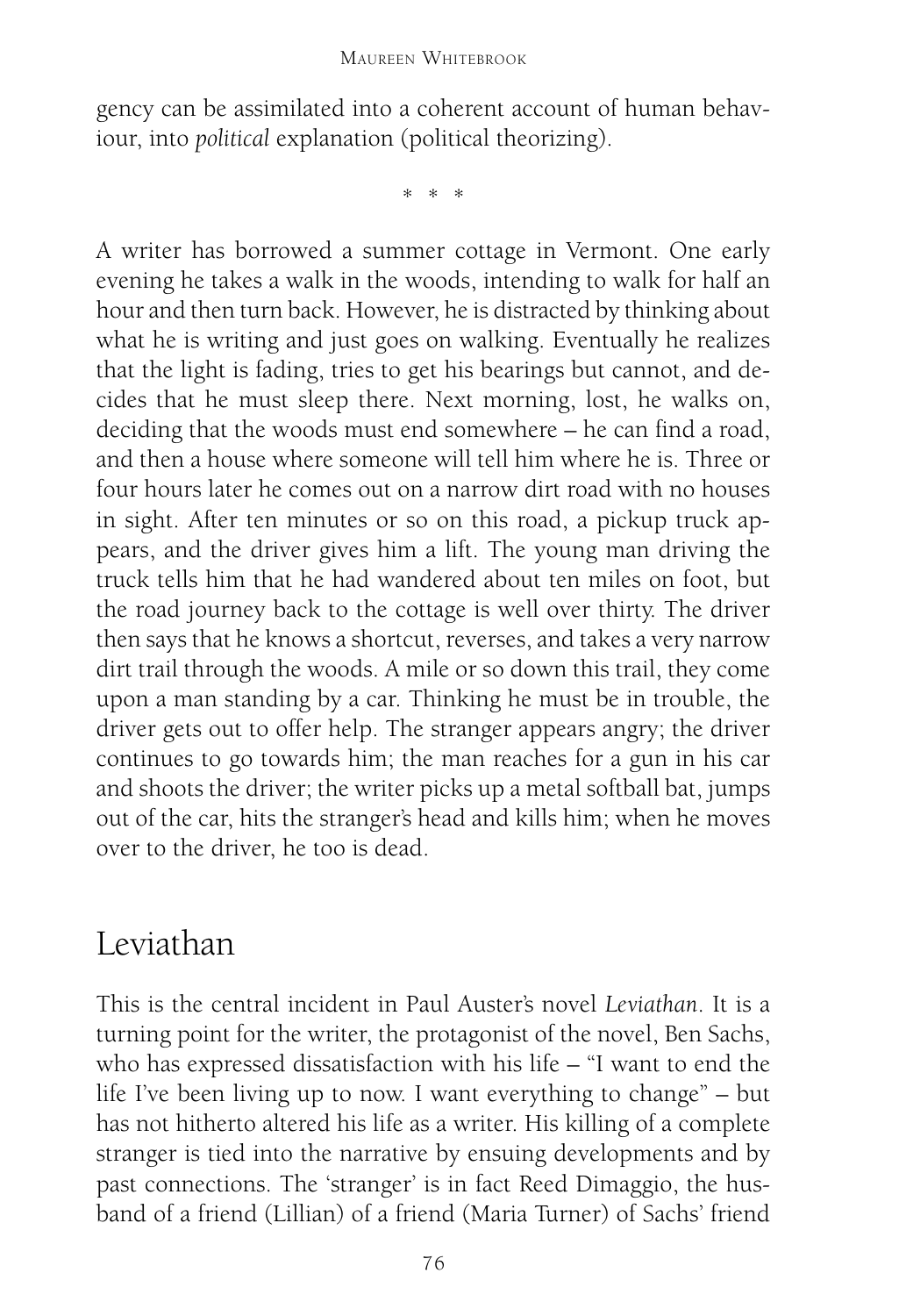gency can be assimilated into a coherent account of human behaviour, into *political* explanation (political theorizing).

\* \* \*

A writer has borrowed a summer cottage in Vermont. One early evening he takes a walk in the woods, intending to walk for half an hour and then turn back. However, he is distracted by thinking about what he is writing and just goes on walking. Eventually he realizes that the light is fading, tries to get his bearings but cannot, and decides that he must sleep there. Next morning, lost, he walks on, deciding that the woods must end somewhere – he can find a road, and then a house where someone will tell him where he is. Three or four hours later he comes out on a narrow dirt road with no houses in sight. After ten minutes or so on this road, a pickup truck appears, and the driver gives him a lift. The young man driving the truck tells him that he had wandered about ten miles on foot, but the road journey back to the cottage is well over thirty. The driver then says that he knows a shortcut, reverses, and takes a very narrow dirt trail through the woods. A mile or so down this trail, they come upon a man standing by a car. Thinking he must be in trouble, the driver gets out to offer help. The stranger appears angry; the driver continues to go towards him; the man reaches for a gun in his car and shoots the driver; the writer picks up a metal softball bat, jumps out of the car, hits the stranger's head and kills him; when he moves over to the driver, he too is dead.

## Leviathan

This is the central incident in Paul Auster's novel *Leviathan*. It is a turning point for the writer, the protagonist of the novel, Ben Sachs, who has expressed dissatisfaction with his life – "I want to end the life I've been living up to now. I want everything to change" – but has not hitherto altered his life as a writer. His killing of a complete stranger is tied into the narrative by ensuing developments and by past connections. The 'stranger' is in fact Reed Dimaggio, the husband of a friend (Lillian) of a friend (Maria Turner) of Sachs' friend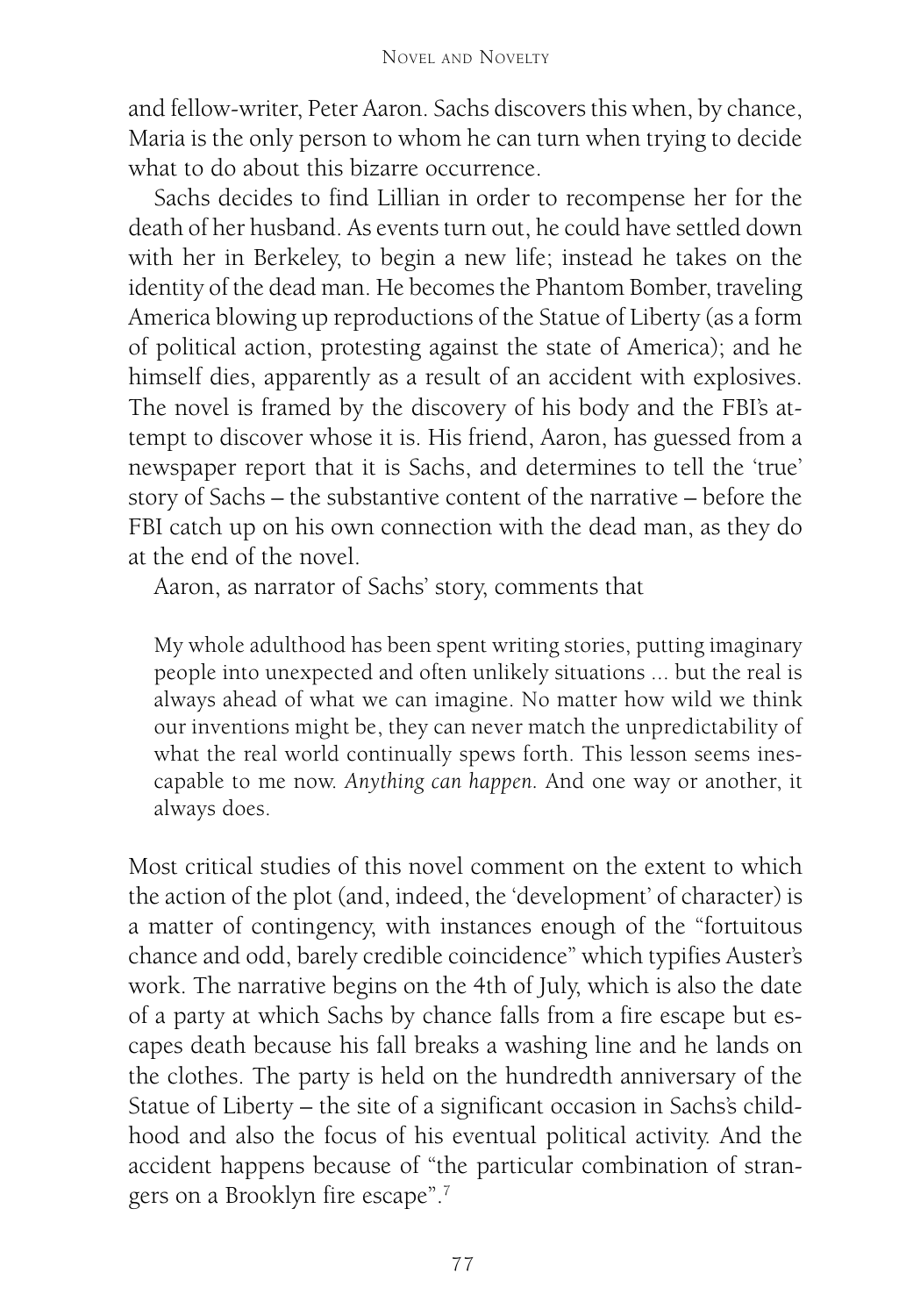and fellow-writer, Peter Aaron. Sachs discovers this when, by chance, Maria is the only person to whom he can turn when trying to decide what to do about this bizarre occurrence.

Sachs decides to find Lillian in order to recompense her for the death of her husband. As events turn out, he could have settled down with her in Berkeley, to begin a new life; instead he takes on the identity of the dead man. He becomes the Phantom Bomber, traveling America blowing up reproductions of the Statue of Liberty (as a form of political action, protesting against the state of America); and he himself dies, apparently as a result of an accident with explosives. The novel is framed by the discovery of his body and the FBI's attempt to discover whose it is. His friend, Aaron, has guessed from a newspaper report that it is Sachs, and determines to tell the 'true' story of Sachs – the substantive content of the narrative – before the FBI catch up on his own connection with the dead man, as they do at the end of the novel.

Aaron, as narrator of Sachs' story, comments that

> My whole adulthood has been spent writing stories, putting imaginary people into unexpected and often unlikely situations ... but the real is always ahead of what we can imagine. No matter how wild we think our inventions might be, they can never match the unpredictability of what the real world continually spews forth. This lesson seems inescapable to me now. *Anything can happen.* And one way or another, it always does.

Most critical studies of this novel comment on the extent to which the action of the plot (and, indeed, the 'development' of character) is a matter of contingency, with instances enough of the "fortuitous chance and odd, barely credible coincidence" which typifies Auster's work. The narrative begins on the 4th of July, which is also the date of a party at which Sachs by chance falls from a fire escape but escapes death because his fall breaks a washing line and he lands on the clothes. The party is held on the hundredth anniversary of the Statue of Liberty – the site of a significant occasion in Sachs's childhood and also the focus of his eventual political activity. And the accident happens because of "the particular combination of strangers on a Brooklyn fire escape".[7]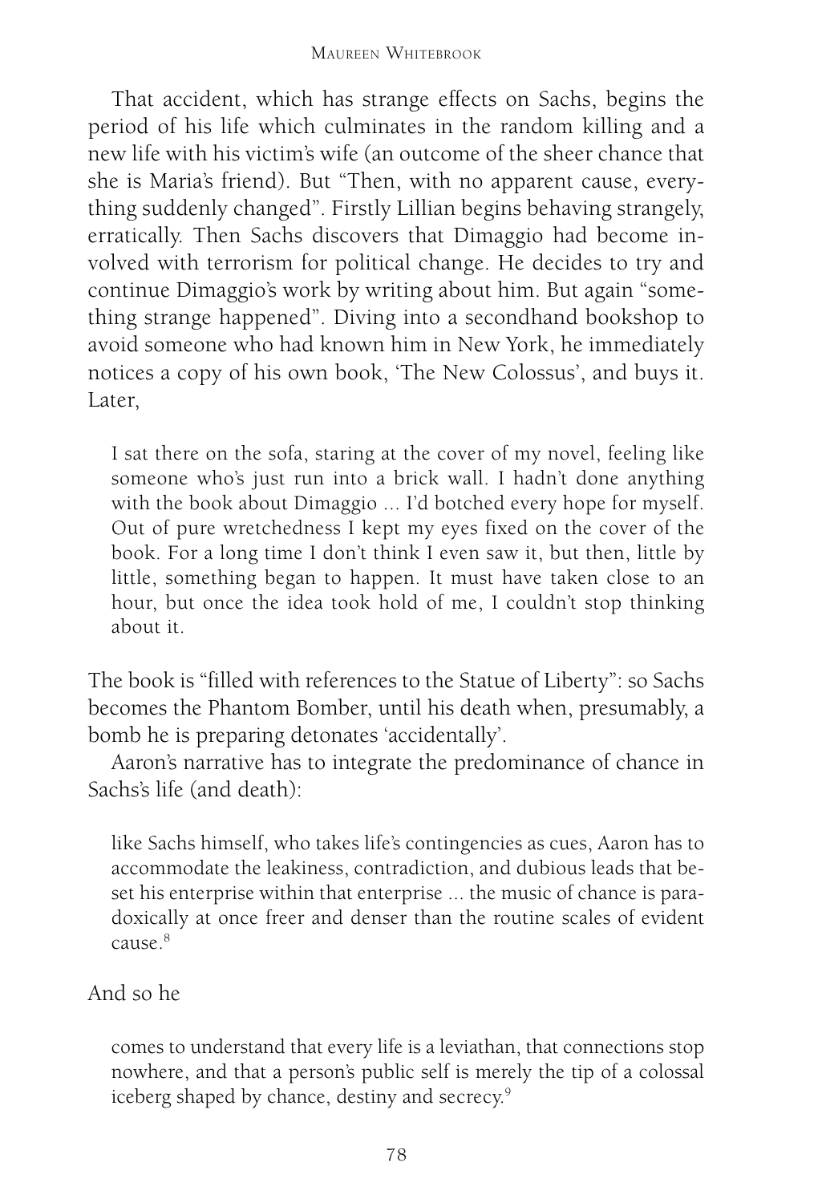That accident, which has strange effects on Sachs, begins the period of his life which culminates in the random killing and a new life with his victim's wife (an outcome of the sheer chance that she is Maria's friend). But "Then, with no apparent cause, everything suddenly changed". Firstly Lillian begins behaving strangely, erratically. Then Sachs discovers that Dimaggio had become involved with terrorism for political change. He decides to try and continue Dimaggio's work by writing about him. But again "something strange happened". Diving into a secondhand bookshop to avoid someone who had known him in New York, he immediately notices a copy of his own book, 'The New Colossus', and buys it. Later,

> I sat there on the sofa, staring at the cover of my novel, feeling like someone who's just run into a brick wall. I hadn't done anything with the book about Dimaggio ... I'd botched every hope for myself. Out of pure wretchedness I kept my eyes fixed on the cover of the book. For a long time I don't think I even saw it, but then, little by little, something began to happen. It must have taken close to an hour, but once the idea took hold of me, I couldn't stop thinking about it.

The book is "filled with references to the Statue of Liberty": so Sachs becomes the Phantom Bomber, until his death when, presumably, a bomb he is preparing detonates 'accidentally'.

Aaron's narrative has to integrate the predominance of chance in Sachs's life (and death):

> like Sachs himself, who takes life's contingencies as cues, Aaron has to accommodate the leakiness, contradiction, and dubious leads that beset his enterprise within that enterprise ... the music of chance is paradoxically at once freer and denser than the routine scales of evident cause.[8]

And so he

> comes to understand that every life is a leviathan, that connections stop nowhere, and that a person's public self is merely the tip of a colossal iceberg shaped by chance, destiny and secrecy.[9]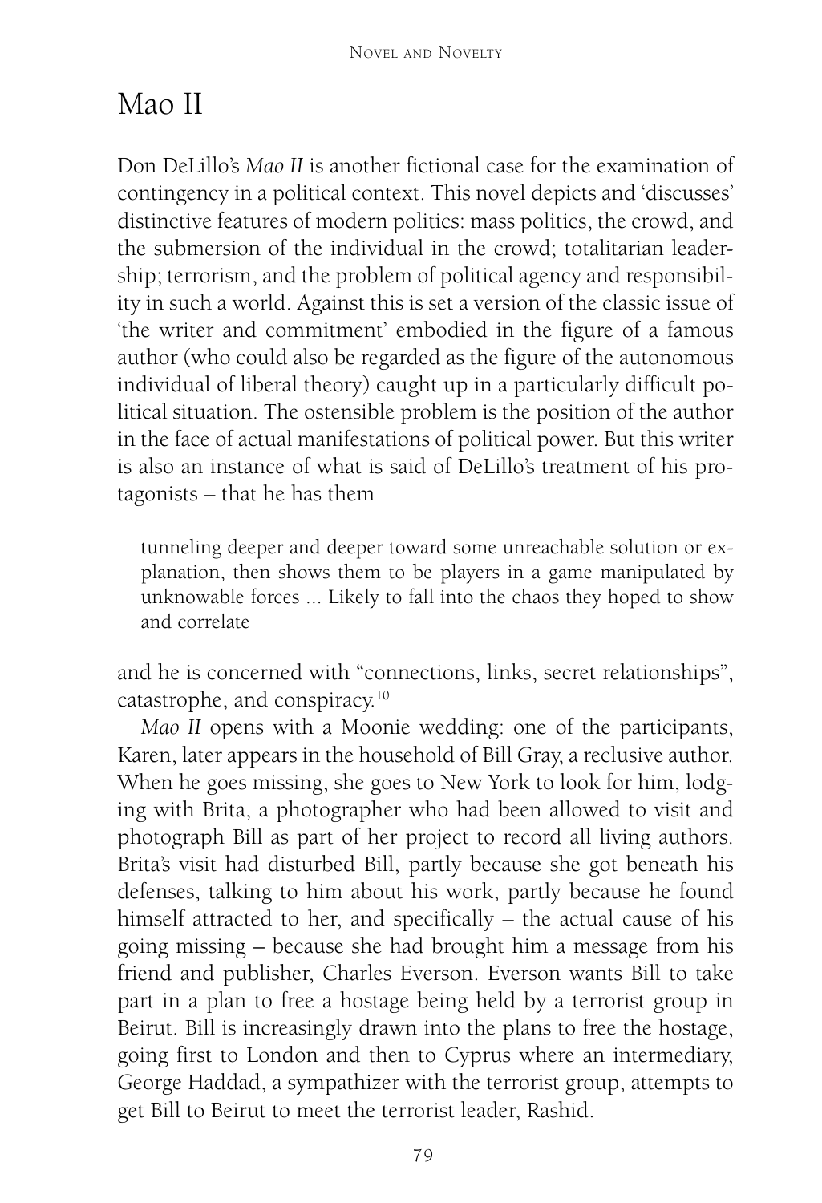# Mao II

Don DeLillo's *Mao II* is another fictional case for the examination of contingency in a political context. This novel depicts and 'discusses' distinctive features of modern politics: mass politics, the crowd, and the submersion of the individual in the crowd; totalitarian leadership; terrorism, and the problem of political agency and responsibility in such a world. Against this is set a version of the classic issue of 'the writer and commitment' embodied in the figure of a famous author (who could also be regarded as the figure of the autonomous individual of liberal theory) caught up in a particularly difficult political situation. The ostensible problem is the position of the author in the face of actual manifestations of political power. But this writer is also an instance of what is said of DeLillo's treatment of his protagonists – that he has them

> tunneling deeper and deeper toward some unreachable solution or explanation, then shows them to be players in a game manipulated by unknowable forces ... Likely to fall into the chaos they hoped to show and correlate

and he is concerned with "connections, links, secret relationships", catastrophe, and conspiracy.[10]

*Mao II* opens with a Moonie wedding: one of the participants, Karen, later appears in the household of Bill Gray, a reclusive author. When he goes missing, she goes to New York to look for him, lodging with Brita, a photographer who had been allowed to visit and photograph Bill as part of her project to record all living authors. Brita's visit had disturbed Bill, partly because she got beneath his defenses, talking to him about his work, partly because he found himself attracted to her, and specifically – the actual cause of his going missing – because she had brought him a message from his friend and publisher, Charles Everson. Everson wants Bill to take part in a plan to free a hostage being held by a terrorist group in Beirut. Bill is increasingly drawn into the plans to free the hostage, going first to London and then to Cyprus where an intermediary, George Haddad, a sympathizer with the terrorist group, attempts to get Bill to Beirut to meet the terrorist leader, Rashid.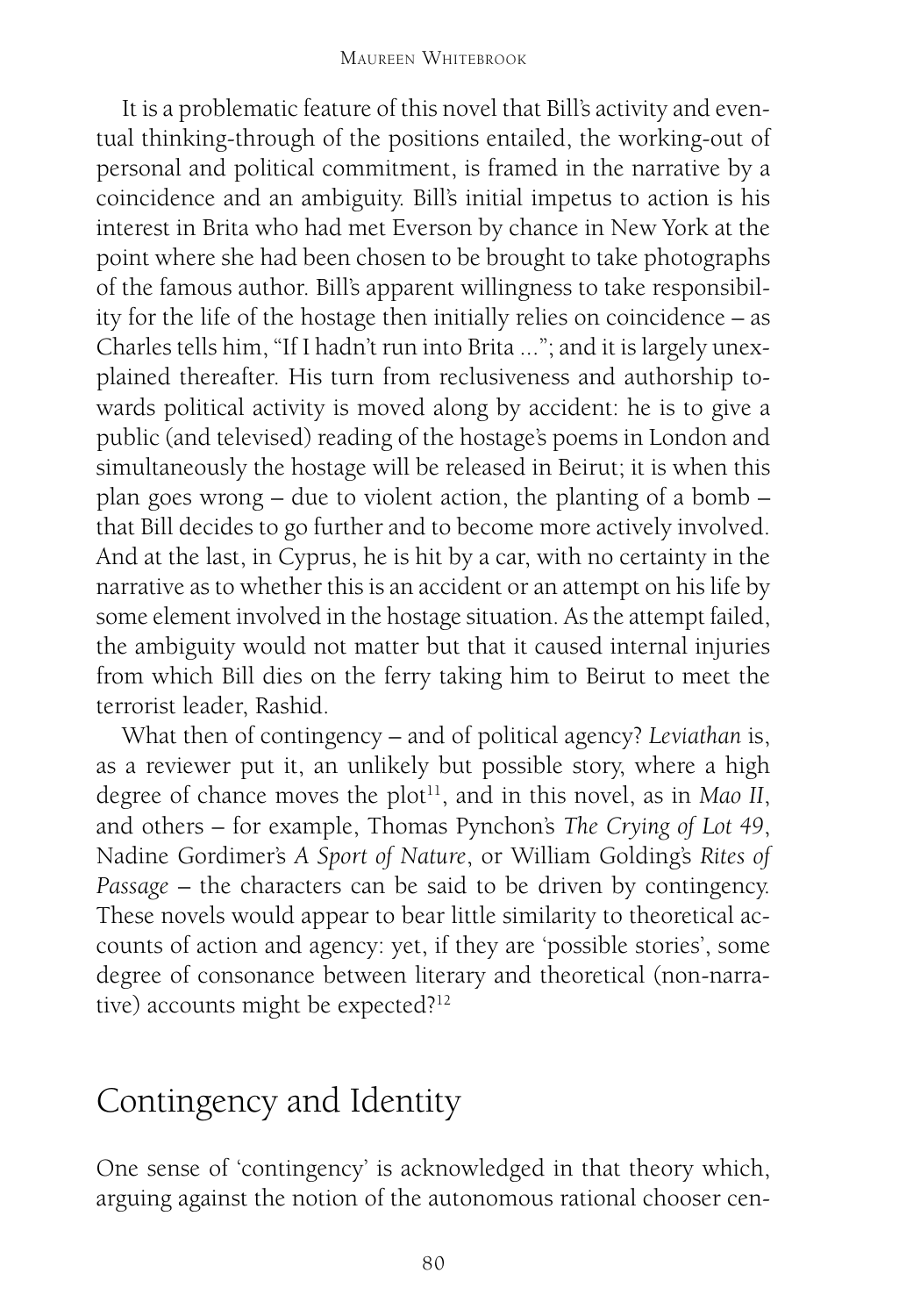It is a problematic feature of this novel that Bill's activity and eventual thinking-through of the positions entailed, the working-out of personal and political commitment, is framed in the narrative by a coincidence and an ambiguity. Bill's initial impetus to action is his interest in Brita who had met Everson by chance in New York at the point where she had been chosen to be brought to take photographs of the famous author. Bill's apparent willingness to take responsibility for the life of the hostage then initially relies on coincidence – as Charles tells him, "If I hadn't run into Brita ..."; and it is largely unexplained thereafter. His turn from reclusiveness and authorship towards political activity is moved along by accident: he is to give a public (and televised) reading of the hostage's poems in London and simultaneously the hostage will be released in Beirut; it is when this plan goes wrong – due to violent action, the planting of a bomb – that Bill decides to go further and to become more actively involved. And at the last, in Cyprus, he is hit by a car, with no certainty in the narrative as to whether this is an accident or an attempt on his life by some element involved in the hostage situation. As the attempt failed, the ambiguity would not matter but that it caused internal injuries from which Bill dies on the ferry taking him to Beirut to meet the terrorist leader, Rashid.

What then of contingency – and of political agency? *Leviathan* is, as a reviewer put it, an unlikely but possible story, where a high degree of chance moves the plot[11], and in this novel, as in *Mao II*, and others – for example, Thomas Pynchon's *The Crying of Lot 49*, Nadine Gordimer's *A Sport of Nature*, or William Golding's *Rites of Passage* – the characters can be said to be driven by contingency. These novels would appear to bear little similarity to theoretical accounts of action and agency: yet, if they are 'possible stories', some degree of consonance between literary and theoretical (non-narrative) accounts might be expected?[12]

## Contingency and Identity

One sense of 'contingency' is acknowledged in that theory which, arguing against the notion of the autonomous rational chooser cen-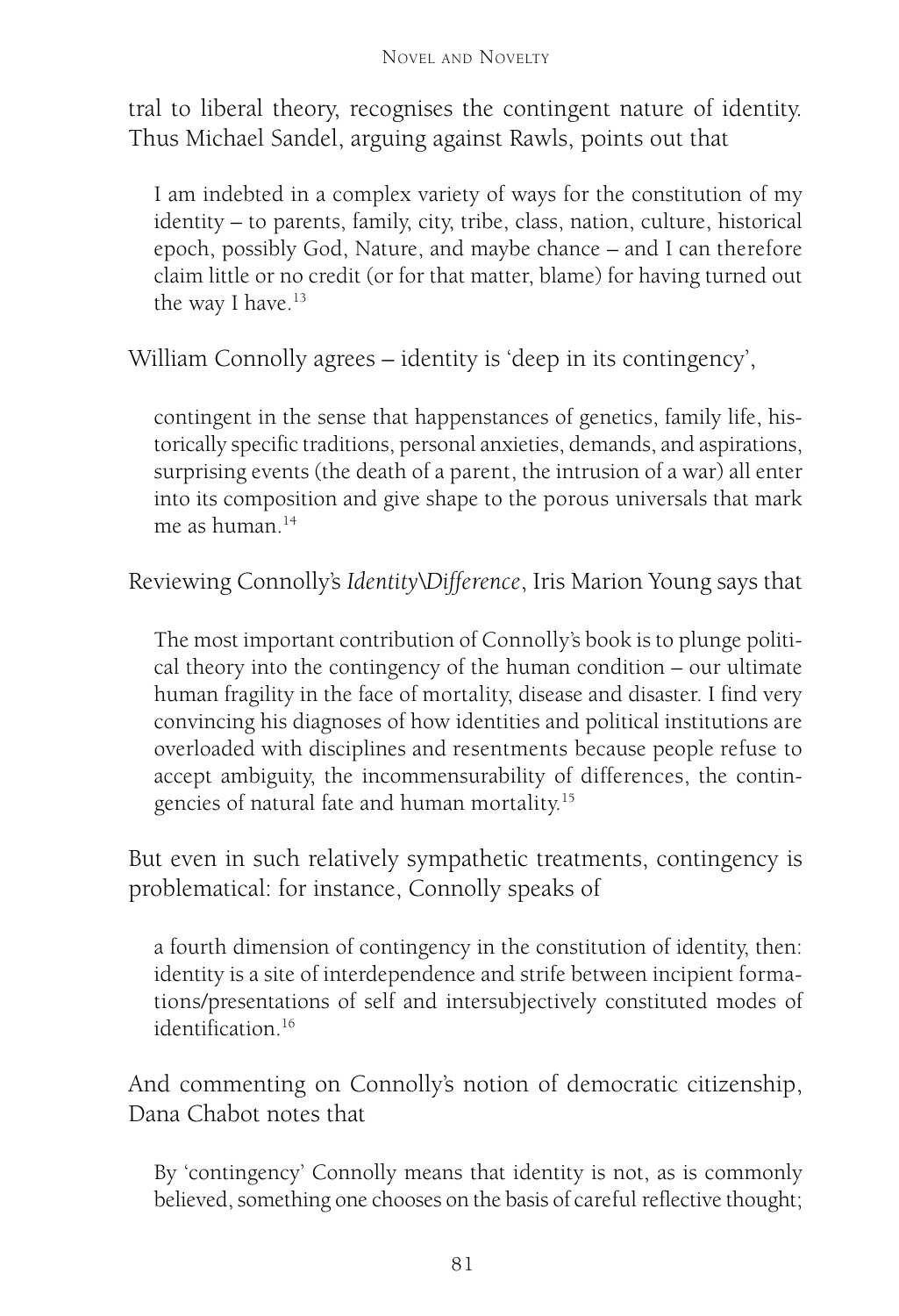tral to liberal theory, recognises the contingent nature of identity. Thus Michael Sandel, arguing against Rawls, points out that

> I am indebted in a complex variety of ways for the constitution of my identity – to parents, family, city, tribe, class, nation, culture, historical epoch, possibly God, Nature, and maybe chance – and I can therefore claim little or no credit (or for that matter, blame) for having turned out the way I have.[13]

William Connolly agrees – identity is 'deep in its contingency',

> contingent in the sense that happenstances of genetics, family life, historically specific traditions, personal anxieties, demands, and aspirations, surprising events (the death of a parent, the intrusion of a war) all enter into its composition and give shape to the porous universals that mark me as human.[14]

Reviewing Connolly's *Identity\Difference*, Iris Marion Young says that

> The most important contribution of Connolly's book is to plunge political theory into the contingency of the human condition – our ultimate human fragility in the face of mortality, disease and disaster. I find very convincing his diagnoses of how identities and political institutions are overloaded with disciplines and resentments because people refuse to accept ambiguity, the incommensurability of differences, the contingencies of natural fate and human mortality.[15]

But even in such relatively sympathetic treatments, contingency is problematical: for instance, Connolly speaks of

> a fourth dimension of contingency in the constitution of identity, then: identity is a site of interdependence and strife between incipient formations/presentations of self and intersubjectively constituted modes of identification.[16]

And commenting on Connolly's notion of democratic citizenship, Dana Chabot notes that

> By 'contingency' Connolly means that identity is not, as is commonly believed, something one chooses on the basis of careful reflective thought;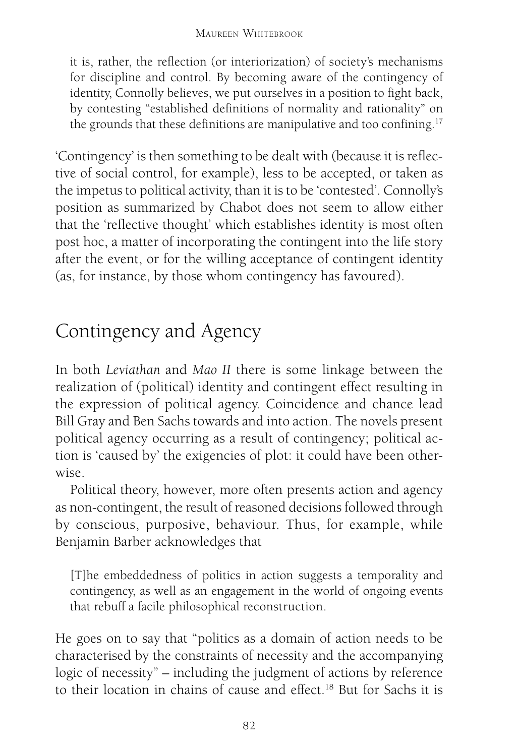it is, rather, the reflection (or interiorization) of society's mechanisms for discipline and control. By becoming aware of the contingency of identity, Connolly believes, we put ourselves in a position to fight back, by contesting "established definitions of normality and rationality" on the grounds that these definitions are manipulative and too confining.[17]

'Contingency' is then something to be dealt with (because it is reflective of social control, for example), less to be accepted, or taken as the impetus to political activity, than it is to be 'contested'. Connolly's position as summarized by Chabot does not seem to allow either that the 'reflective thought' which establishes identity is most often post hoc, a matter of incorporating the contingent into the life story after the event, or for the willing acceptance of contingent identity (as, for instance, by those whom contingency has favoured).

## Contingency and Agency

In both *Leviathan* and *Mao II* there is some linkage between the realization of (political) identity and contingent effect resulting in the expression of political agency. Coincidence and chance lead Bill Gray and Ben Sachs towards and into action. The novels present political agency occurring as a result of contingency; political action is 'caused by' the exigencies of plot: it could have been otherwise.

Political theory, however, more often presents action and agency as non-contingent, the result of reasoned decisions followed through by conscious, purposive, behaviour. Thus, for example, while Benjamin Barber acknowledges that

> [T]he embeddedness of politics in action suggests a temporality and contingency, as well as an engagement in the world of ongoing events that rebuff a facile philosophical reconstruction.

He goes on to say that "politics as a domain of action needs to be characterised by the constraints of necessity and the accompanying logic of necessity" – including the judgment of actions by reference to their location in chains of cause and effect.[18] But for Sachs it is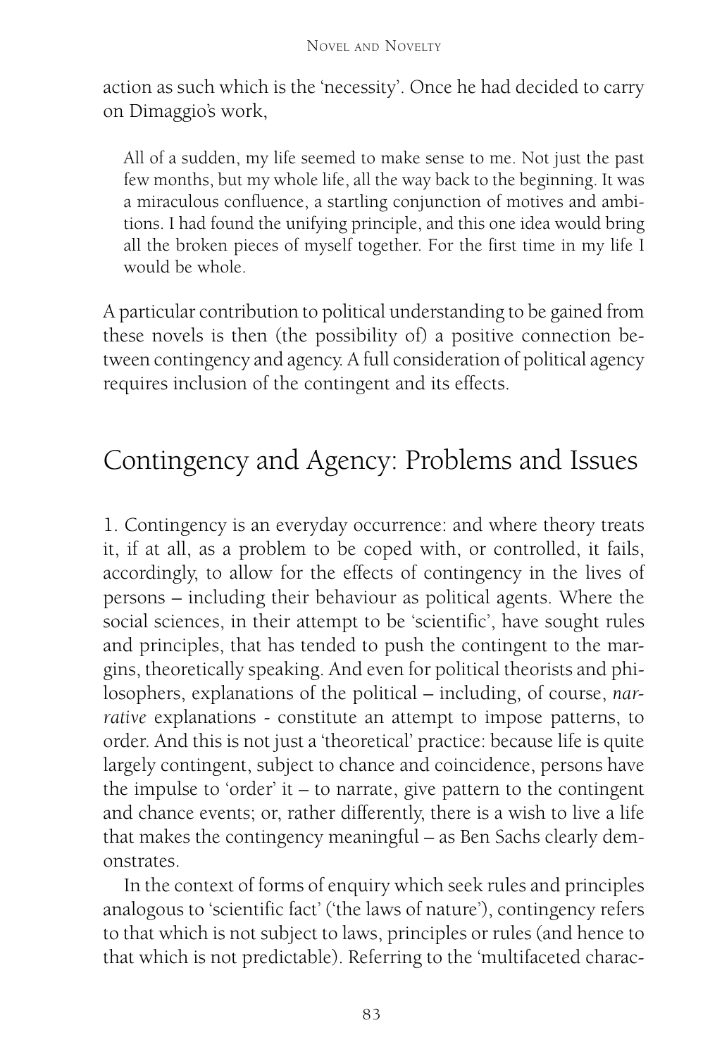action as such which is the 'necessity'. Once he had decided to carry on Dimaggio's work,

> All of a sudden, my life seemed to make sense to me. Not just the past few months, but my whole life, all the way back to the beginning. It was a miraculous confluence, a startling conjunction of motives and ambitions. I had found the unifying principle, and this one idea would bring all the broken pieces of myself together. For the first time in my life I would be whole.

A particular contribution to political understanding to be gained from these novels is then (the possibility of) a positive connection between contingency and agency. A full consideration of political agency requires inclusion of the contingent and its effects.

## Contingency and Agency: Problems and Issues

1. Contingency is an everyday occurrence: and where theory treats it, if at all, as a problem to be coped with, or controlled, it fails, accordingly, to allow for the effects of contingency in the lives of persons – including their behaviour as political agents. Where the social sciences, in their attempt to be 'scientific', have sought rules and principles, that has tended to push the contingent to the margins, theoretically speaking. And even for political theorists and philosophers, explanations of the political – including, of course, *narrative* explanations - constitute an attempt to impose patterns, to order. And this is not just a 'theoretical' practice: because life is quite largely contingent, subject to chance and coincidence, persons have the impulse to 'order' it – to narrate, give pattern to the contingent and chance events; or, rather differently, there is a wish to live a life that makes the contingency meaningful – as Ben Sachs clearly demonstrates.

In the context of forms of enquiry which seek rules and principles analogous to 'scientific fact' ('the laws of nature'), contingency refers to that which is not subject to laws, principles or rules (and hence to that which is not predictable). Referring to the 'multifaceted charac-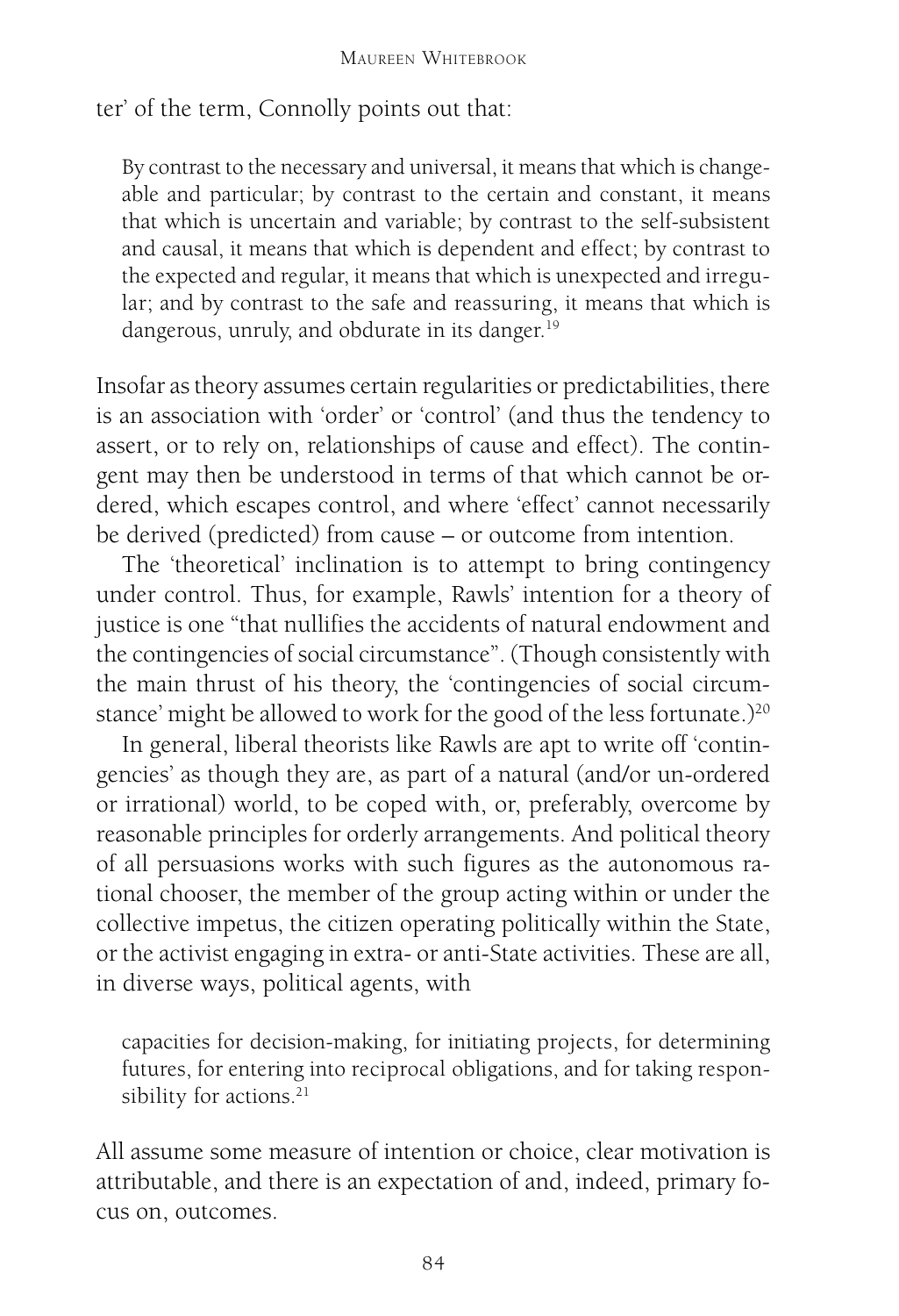ter' of the term, Connolly points out that:

> By contrast to the necessary and universal, it means that which is changeable and particular; by contrast to the certain and constant, it means that which is uncertain and variable; by contrast to the self-subsistent and causal, it means that which is dependent and effect; by contrast to the expected and regular, it means that which is unexpected and irregular; and by contrast to the safe and reassuring, it means that which is dangerous, unruly, and obdurate in its danger.[19]

Insofar as theory assumes certain regularities or predictabilities, there is an association with 'order' or 'control' (and thus the tendency to assert, or to rely on, relationships of cause and effect). The contingent may then be understood in terms of that which cannot be ordered, which escapes control, and where 'effect' cannot necessarily be derived (predicted) from cause – or outcome from intention.

The 'theoretical' inclination is to attempt to bring contingency under control. Thus, for example, Rawls' intention for a theory of justice is one "that nullifies the accidents of natural endowment and the contingencies of social circumstance". (Though consistently with the main thrust of his theory, the 'contingencies of social circumstance' might be allowed to work for the good of the less fortunate.)[20]

In general, liberal theorists like Rawls are apt to write off 'contingencies' as though they are, as part of a natural (and/or un-ordered or irrational) world, to be coped with, or, preferably, overcome by reasonable principles for orderly arrangements. And political theory of all persuasions works with such figures as the autonomous rational chooser, the member of the group acting within or under the collective impetus, the citizen operating politically within the State, or the activist engaging in extra- or anti-State activities. These are all, in diverse ways, political agents, with

> capacities for decision-making, for initiating projects, for determining futures, for entering into reciprocal obligations, and for taking responsibility for actions.[21]

All assume some measure of intention or choice, clear motivation is attributable, and there is an expectation of and, indeed, primary focus on, outcomes.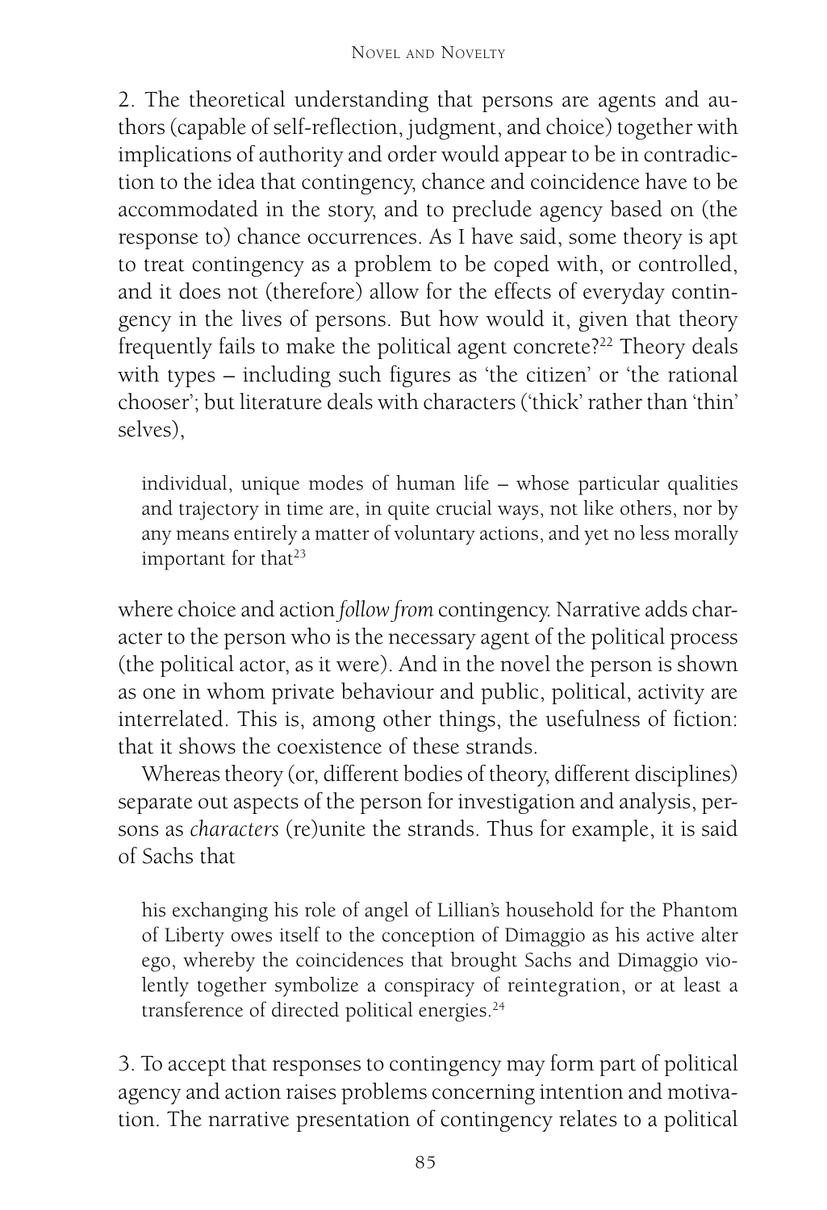2. The theoretical understanding that persons are agents and authors (capable of self-reflection, judgment, and choice) together with implications of authority and order would appear to be in contradiction to the idea that contingency, chance and coincidence have to be accommodated in the story, and to preclude agency based on (the response to) chance occurrences. As I have said, some theory is apt to treat contingency as a problem to be coped with, or controlled, and it does not (therefore) allow for the effects of everyday contingency in the lives of persons. But how would it, given that theory frequently fails to make the political agent concrete?[22] Theory deals with types – including such figures as 'the citizen' or 'the rational chooser'; but literature deals with characters ('thick' rather than 'thin' selves),

> individual, unique modes of human life – whose particular qualities and trajectory in time are, in quite crucial ways, not like others, nor by any means entirely a matter of voluntary actions, and yet no less morally important for that[23]

where choice and action *follow from* contingency. Narrative adds character to the person who is the necessary agent of the political process (the political actor, as it were). And in the novel the person is shown as one in whom private behaviour and public, political, activity are interrelated. This is, among other things, the usefulness of fiction: that it shows the coexistence of these strands.

Whereas theory (or, different bodies of theory, different disciplines) separate out aspects of the person for investigation and analysis, persons as *characters* (re)unite the strands. Thus for example, it is said of Sachs that

> his exchanging his role of angel of Lillian's household for the Phantom of Liberty owes itself to the conception of Dimaggio as his active alter ego, whereby the coincidences that brought Sachs and Dimaggio violently together symbolize a conspiracy of reintegration, or at least a transference of directed political energies.[24]

3. To accept that responses to contingency may form part of political agency and action raises problems concerning intention and motivation. The narrative presentation of contingency relates to a political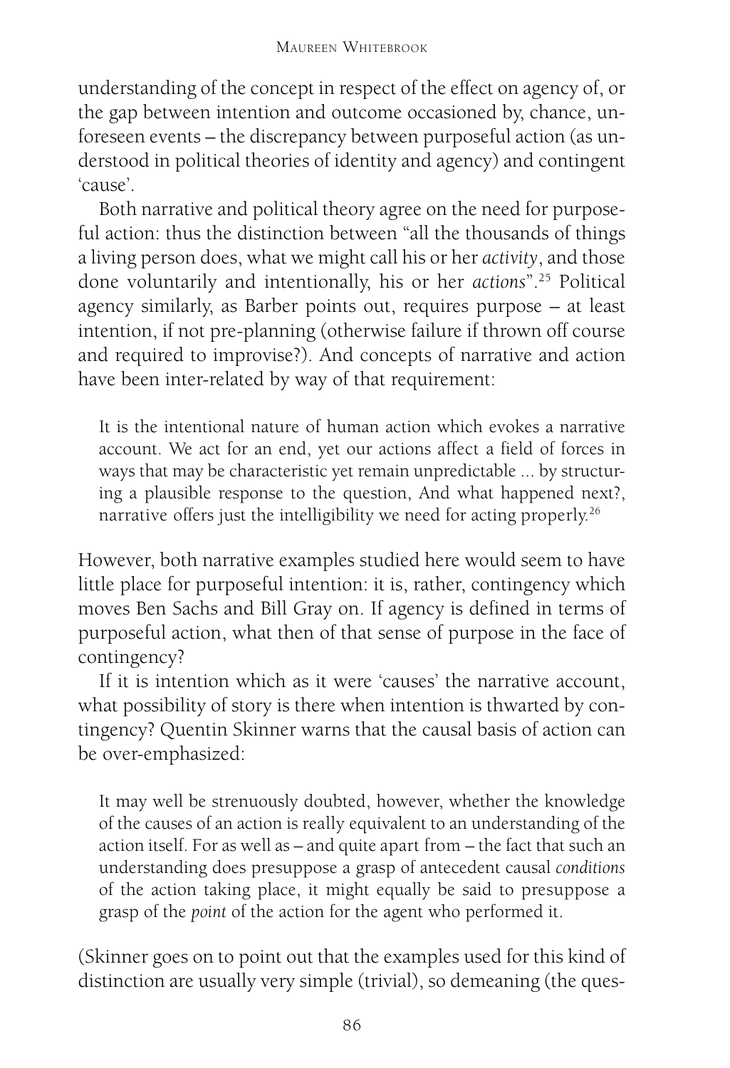understanding of the concept in respect of the effect on agency of, or the gap between intention and outcome occasioned by, chance, unforeseen events – the discrepancy between purposeful action (as understood in political theories of identity and agency) and contingent 'cause'.

Both narrative and political theory agree on the need for purposeful action: thus the distinction between "all the thousands of things a living person does, what we might call his or her *activity*, and those done voluntarily and intentionally, his or her *actions*".[25] Political agency similarly, as Barber points out, requires purpose – at least intention, if not pre-planning (otherwise failure if thrown off course and required to improvise?). And concepts of narrative and action have been inter-related by way of that requirement:

> It is the intentional nature of human action which evokes a narrative account. We act for an end, yet our actions affect a field of forces in ways that may be characteristic yet remain unpredictable ... by structuring a plausible response to the question, And what happened next?, narrative offers just the intelligibility we need for acting properly.[26]

However, both narrative examples studied here would seem to have little place for purposeful intention: it is, rather, contingency which moves Ben Sachs and Bill Gray on. If agency is defined in terms of purposeful action, what then of that sense of purpose in the face of contingency?

If it is intention which as it were 'causes' the narrative account, what possibility of story is there when intention is thwarted by contingency? Quentin Skinner warns that the causal basis of action can be over-emphasized:

> It may well be strenuously doubted, however, whether the knowledge of the causes of an action is really equivalent to an understanding of the action itself. For as well as – and quite apart from – the fact that such an understanding does presuppose a grasp of antecedent causal *conditions* of the action taking place, it might equally be said to presuppose a grasp of the *point* of the action for the agent who performed it.

(Skinner goes on to point out that the examples used for this kind of distinction are usually very simple (trivial), so demeaning (the ques-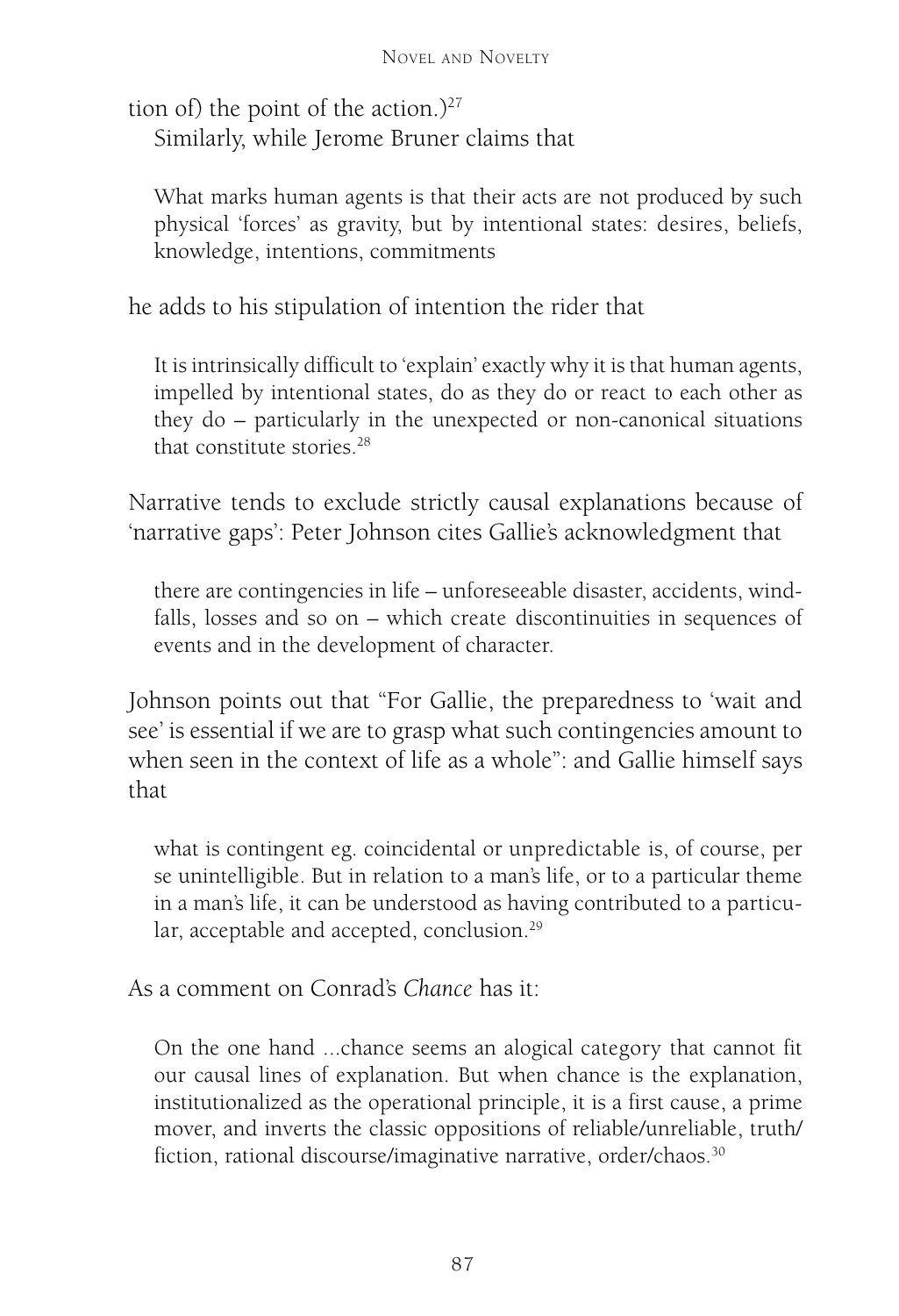tion of) the point of the action.)[27]

Similarly, while Jerome Bruner claims that

> What marks human agents is that their acts are not produced by such physical 'forces' as gravity, but by intentional states: desires, beliefs, knowledge, intentions, commitments

he adds to his stipulation of intention the rider that

> It is intrinsically difficult to 'explain' exactly why it is that human agents, impelled by intentional states, do as they do or react to each other as they do – particularly in the unexpected or non-canonical situations that constitute stories.[28]

Narrative tends to exclude strictly causal explanations because of 'narrative gaps': Peter Johnson cites Gallie's acknowledgment that

> there are contingencies in life – unforeseeable disaster, accidents, windfalls, losses and so on – which create discontinuities in sequences of events and in the development of character.

Johnson points out that "For Gallie, the preparedness to 'wait and see' is essential if we are to grasp what such contingencies amount to when seen in the context of life as a whole": and Gallie himself says that

> what is contingent eg. coincidental or unpredictable is, of course, per se unintelligible. But in relation to a man's life, or to a particular theme in a man's life, it can be understood as having contributed to a particular, acceptable and accepted, conclusion.[29]

As a comment on Conrad's *Chance* has it:

> On the one hand ...chance seems an alogical category that cannot fit our causal lines of explanation. But when chance is the explanation, institutionalized as the operational principle, it is a first cause, a prime mover, and inverts the classic oppositions of reliable/unreliable, truth/fiction, rational discourse/imaginative narrative, order/chaos.[30]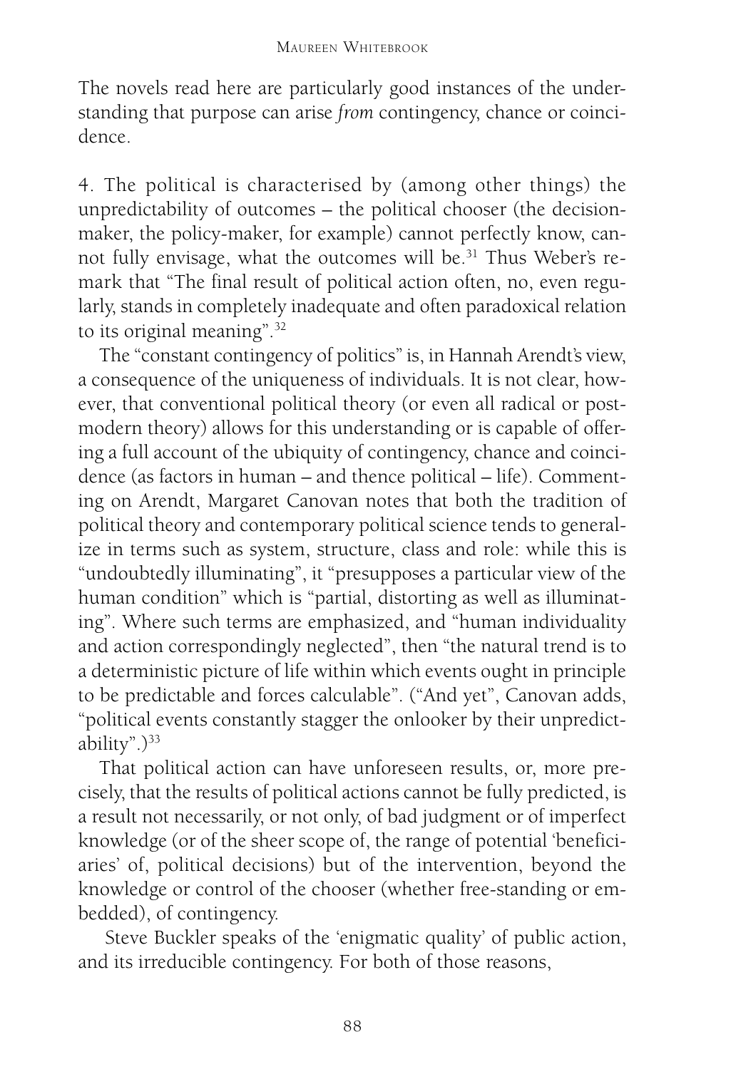The novels read here are particularly good instances of the understanding that purpose can arise *from* contingency, chance or coincidence.

4. The political is characterised by (among other things) the unpredictability of outcomes – the political chooser (the decision-maker, the policy-maker, for example) cannot perfectly know, cannot fully envisage, what the outcomes will be.[31] Thus Weber's remark that "The final result of political action often, no, even regularly, stands in completely inadequate and often paradoxical relation to its original meaning".[32]

The "constant contingency of politics" is, in Hannah Arendt's view, a consequence of the uniqueness of individuals. It is not clear, however, that conventional political theory (or even all radical or post-modern theory) allows for this understanding or is capable of offering a full account of the ubiquity of contingency, chance and coincidence (as factors in human – and thence political – life). Commenting on Arendt, Margaret Canovan notes that both the tradition of political theory and contemporary political science tends to generalize in terms such as system, structure, class and role: while this is "undoubtedly illuminating", it "presupposes a particular view of the human condition" which is "partial, distorting as well as illuminating". Where such terms are emphasized, and "human individuality and action correspondingly neglected", then "the natural trend is to a deterministic picture of life within which events ought in principle to be predictable and forces calculable". ("And yet", Canovan adds, "political events constantly stagger the onlooker by their unpredictability".)[33]

That political action can have unforeseen results, or, more precisely, that the results of political actions cannot be fully predicted, is a result not necessarily, or not only, of bad judgment or of imperfect knowledge (or of the sheer scope of, the range of potential 'beneficiaries' of, political decisions) but of the intervention, beyond the knowledge or control of the chooser (whether free-standing or embedded), of contingency.

Steve Buckler speaks of the 'enigmatic quality' of public action, and its irreducible contingency. For both of those reasons,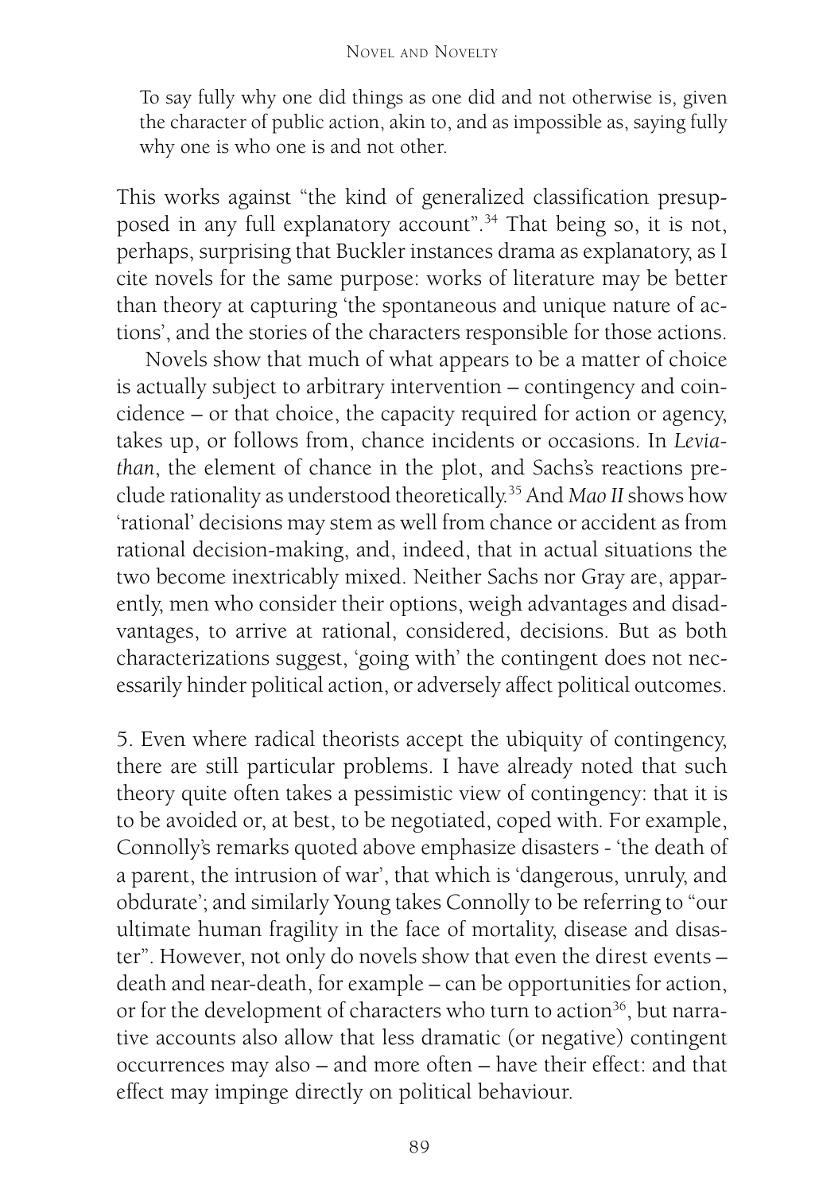> To say fully why one did things as one did and not otherwise is, given the character of public action, akin to, and as impossible as, saying fully why one is who one is and not other.

This works against "the kind of generalized classification presupposed in any full explanatory account".[34] That being so, it is not, perhaps, surprising that Buckler instances drama as explanatory, as I cite novels for the same purpose: works of literature may be better than theory at capturing 'the spontaneous and unique nature of actions', and the stories of the characters responsible for those actions.

Novels show that much of what appears to be a matter of choice is actually subject to arbitrary intervention – contingency and coincidence – or that choice, the capacity required for action or agency, takes up, or follows from, chance incidents or occasions. In *Leviathan*, the element of chance in the plot, and Sachs's reactions preclude rationality as understood theoretically.[35] And *Mao II* shows how 'rational' decisions may stem as well from chance or accident as from rational decision-making, and, indeed, that in actual situations the two become inextricably mixed. Neither Sachs nor Gray are, apparently, men who consider their options, weigh advantages and disadvantages, to arrive at rational, considered, decisions. But as both characterizations suggest, 'going with' the contingent does not necessarily hinder political action, or adversely affect political outcomes.

5. Even where radical theorists accept the ubiquity of contingency, there are still particular problems. I have already noted that such theory quite often takes a pessimistic view of contingency: that it is to be avoided or, at best, to be negotiated, coped with. For example, Connolly's remarks quoted above emphasize disasters - 'the death of a parent, the intrusion of war', that which is 'dangerous, unruly, and obdurate'; and similarly Young takes Connolly to be referring to "our ultimate human fragility in the face of mortality, disease and disaster". However, not only do novels show that even the direst events – death and near-death, for example – can be opportunities for action, or for the development of characters who turn to action[36], but narrative accounts also allow that less dramatic (or negative) contingent occurrences may also – and more often – have their effect: and that effect may impinge directly on political behaviour.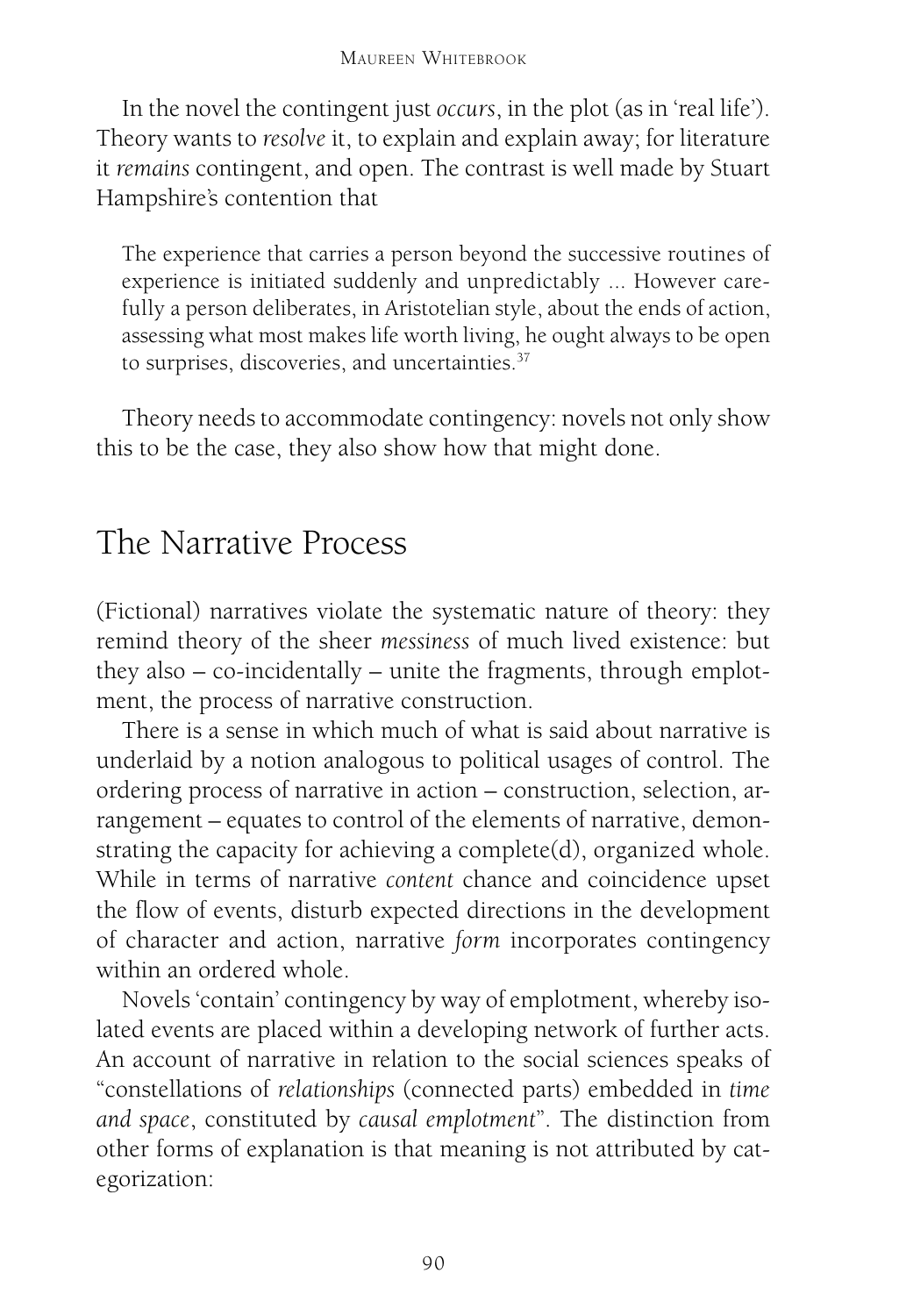In the novel the contingent just *occurs*, in the plot (as in 'real life'). Theory wants to *resolve* it, to explain and explain away; for literature it *remains* contingent, and open. The contrast is well made by Stuart Hampshire's contention that

> The experience that carries a person beyond the successive routines of experience is initiated suddenly and unpredictably ... However carefully a person deliberates, in Aristotelian style, about the ends of action, assessing what most makes life worth living, he ought always to be open to surprises, discoveries, and uncertainties.[37]

Theory needs to accommodate contingency: novels not only show this to be the case, they also show how that might done.

## The Narrative Process

(Fictional) narratives violate the systematic nature of theory: they remind theory of the sheer *messiness* of much lived existence: but they also – co-incidentally – unite the fragments, through emplotment, the process of narrative construction.

There is a sense in which much of what is said about narrative is underlaid by a notion analogous to political usages of control. The ordering process of narrative in action – construction, selection, arrangement – equates to control of the elements of narrative, demonstrating the capacity for achieving a complete(d), organized whole. While in terms of narrative *content* chance and coincidence upset the flow of events, disturb expected directions in the development of character and action, narrative *form* incorporates contingency within an ordered whole.

Novels 'contain' contingency by way of emplotment, whereby isolated events are placed within a developing network of further acts. An account of narrative in relation to the social sciences speaks of "constellations of *relationships* (connected parts) embedded in *time and space*, constituted by *causal emplotment*". The distinction from other forms of explanation is that meaning is not attributed by categorization: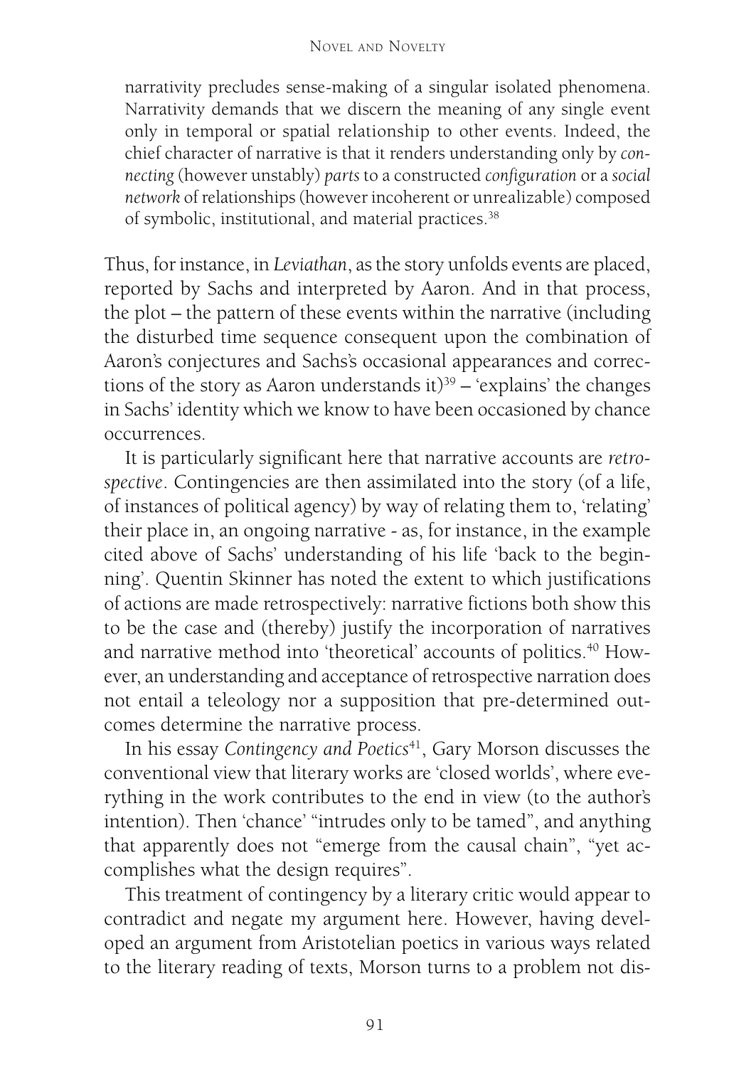narrativity precludes sense-making of a singular isolated phenomena. Narrativity demands that we discern the meaning of any single event only in temporal or spatial relationship to other events. Indeed, the chief character of narrative is that it renders understanding only by *connecting* (however unstably) *parts* to a constructed *configuration* or a *social network* of relationships (however incoherent or unrealizable) composed of symbolic, institutional, and material practices.[38]

Thus, for instance, in *Leviathan*, as the story unfolds events are placed, reported by Sachs and interpreted by Aaron. And in that process, the plot – the pattern of these events within the narrative (including the disturbed time sequence consequent upon the combination of Aaron's conjectures and Sachs's occasional appearances and corrections of the story as Aaron understands it)[39] – 'explains' the changes in Sachs' identity which we know to have been occasioned by chance occurrences.

It is particularly significant here that narrative accounts are *retrospective*. Contingencies are then assimilated into the story (of a life, of instances of political agency) by way of relating them to, 'relating' their place in, an ongoing narrative - as, for instance, in the example cited above of Sachs' understanding of his life 'back to the beginning'. Quentin Skinner has noted the extent to which justifications of actions are made retrospectively: narrative fictions both show this to be the case and (thereby) justify the incorporation of narratives and narrative method into 'theoretical' accounts of politics.[40] However, an understanding and acceptance of retrospective narration does not entail a teleology nor a supposition that pre-determined outcomes determine the narrative process.

In his essay *Contingency and Poetics*[41], Gary Morson discusses the conventional view that literary works are 'closed worlds', where everything in the work contributes to the end in view (to the author's intention). Then 'chance' "intrudes only to be tamed", and anything that apparently does not "emerge from the causal chain", "yet accomplishes what the design requires".

This treatment of contingency by a literary critic would appear to contradict and negate my argument here. However, having developed an argument from Aristotelian poetics in various ways related to the literary reading of texts, Morson turns to a problem not dis-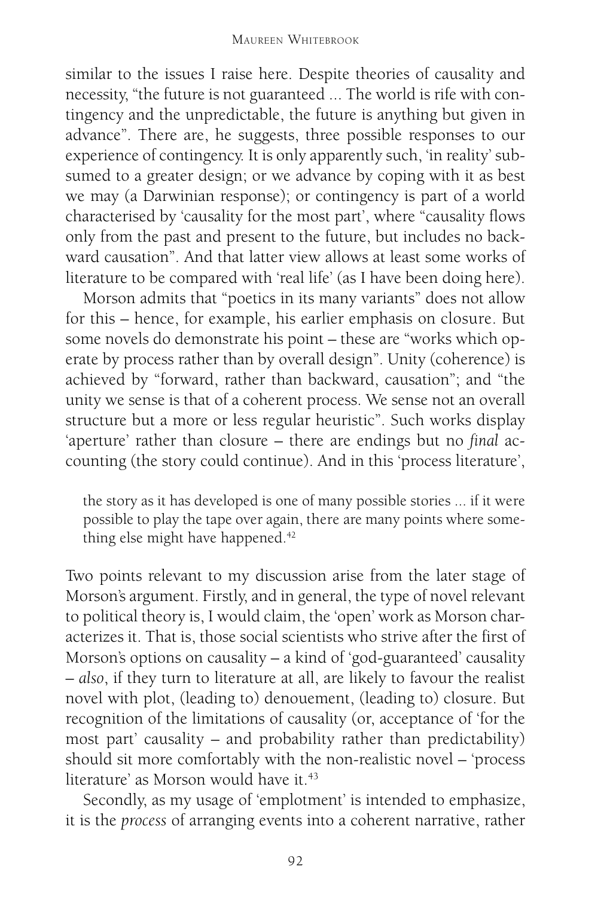similar to the issues I raise here. Despite theories of causality and necessity, "the future is not guaranteed ... The world is rife with contingency and the unpredictable, the future is anything but given in advance". There are, he suggests, three possible responses to our experience of contingency. It is only apparently such, 'in reality' subsumed to a greater design; or we advance by coping with it as best we may (a Darwinian response); or contingency is part of a world characterised by 'causality for the most part', where "causality flows only from the past and present to the future, but includes no backward causation". And that latter view allows at least some works of literature to be compared with 'real life' (as I have been doing here).

Morson admits that "poetics in its many variants" does not allow for this – hence, for example, his earlier emphasis on closure. But some novels do demonstrate his point – these are "works which operate by process rather than by overall design". Unity (coherence) is achieved by "forward, rather than backward, causation"; and "the unity we sense is that of a coherent process. We sense not an overall structure but a more or less regular heuristic". Such works display 'aperture' rather than closure – there are endings but no *final* accounting (the story could continue). And in this 'process literature',

> the story as it has developed is one of many possible stories ... if it were possible to play the tape over again, there are many points where something else might have happened.[42]

Two points relevant to my discussion arise from the later stage of Morson's argument. Firstly, and in general, the type of novel relevant to political theory is, I would claim, the 'open' work as Morson characterizes it. That is, those social scientists who strive after the first of Morson's options on causality – a kind of 'god-guaranteed' causality – *also*, if they turn to literature at all, are likely to favour the realist novel with plot, (leading to) denouement, (leading to) closure. But recognition of the limitations of causality (or, acceptance of 'for the most part' causality – and probability rather than predictability) should sit more comfortably with the non-realistic novel – 'process literature' as Morson would have it.[43]

Secondly, as my usage of 'emplotment' is intended to emphasize, it is the *process* of arranging events into a coherent narrative, rather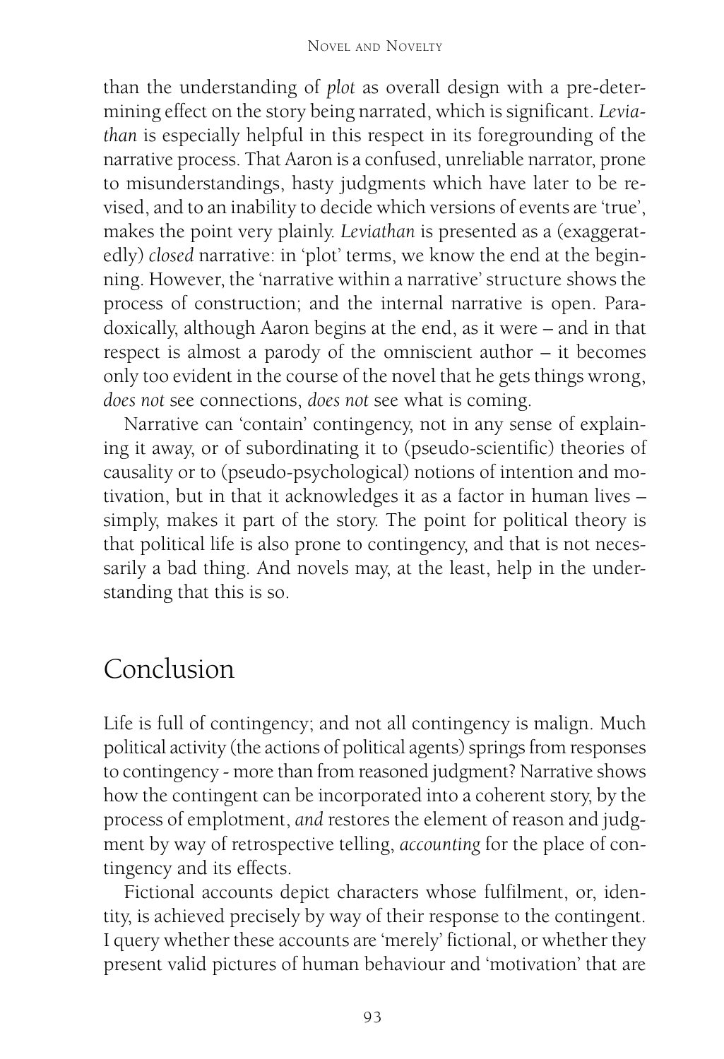than the understanding of *plot* as overall design with a pre-determining effect on the story being narrated, which is significant. *Leviathan* is especially helpful in this respect in its foregrounding of the narrative process. That Aaron is a confused, unreliable narrator, prone to misunderstandings, hasty judgments which have later to be revised, and to an inability to decide which versions of events are 'true', makes the point very plainly. *Leviathan* is presented as a (exaggeratedly) *closed* narrative: in 'plot' terms, we know the end at the beginning. However, the 'narrative within a narrative' structure shows the process of construction; and the internal narrative is open. Paradoxically, although Aaron begins at the end, as it were – and in that respect is almost a parody of the omniscient author – it becomes only too evident in the course of the novel that he gets things wrong, *does not* see connections, *does not* see what is coming.

Narrative can 'contain' contingency, not in any sense of explaining it away, or of subordinating it to (pseudo-scientific) theories of causality or to (pseudo-psychological) notions of intention and motivation, but in that it acknowledges it as a factor in human lives – simply, makes it part of the story. The point for political theory is that political life is also prone to contingency, and that is not necessarily a bad thing. And novels may, at the least, help in the understanding that this is so.

## Conclusion

Life is full of contingency; and not all contingency is malign. Much political activity (the actions of political agents) springs from responses to contingency - more than from reasoned judgment? Narrative shows how the contingent can be incorporated into a coherent story, by the process of emplotment, *and* restores the element of reason and judgment by way of retrospective telling, *accounting* for the place of contingency and its effects.

Fictional accounts depict characters whose fulfilment, or, identity, is achieved precisely by way of their response to the contingent. I query whether these accounts are 'merely' fictional, or whether they present valid pictures of human behaviour and 'motivation' that are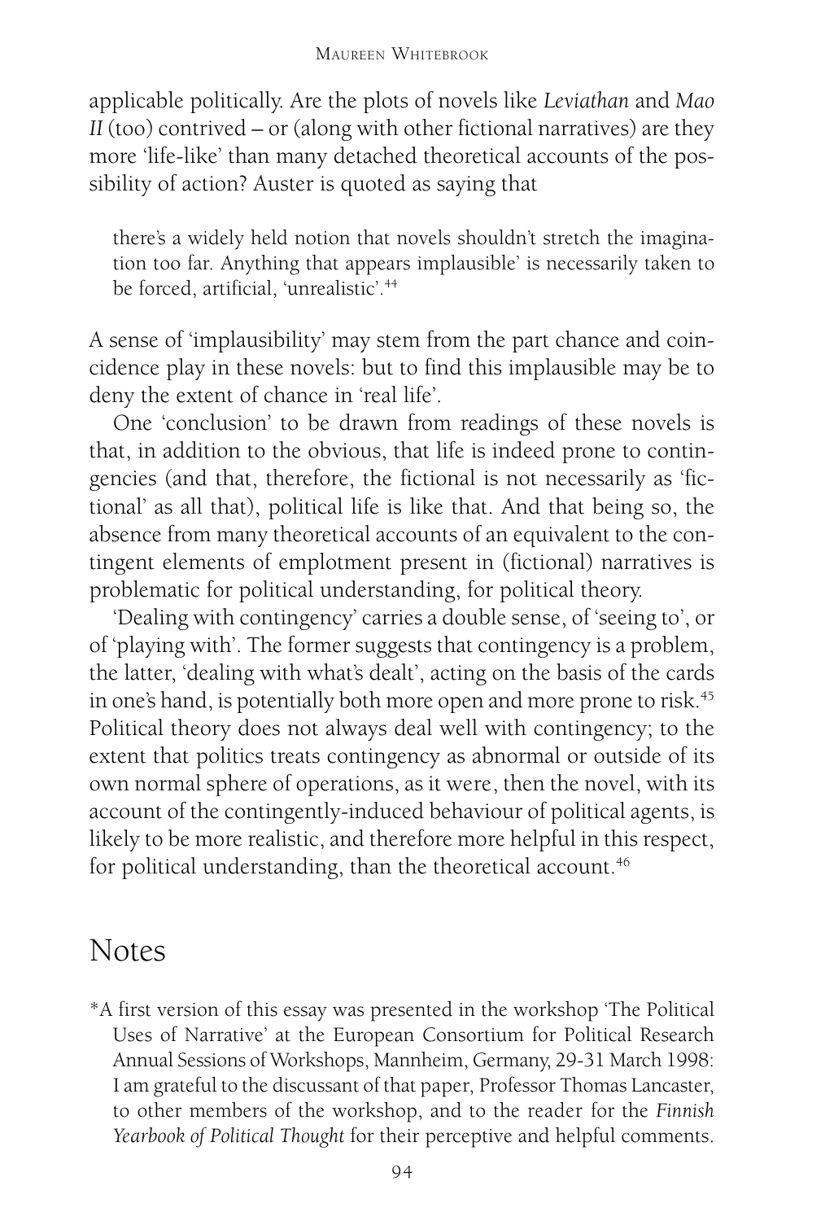applicable politically. Are the plots of novels like *Leviathan* and *Mao II* (too) contrived – or (along with other fictional narratives) are they more 'life-like' than many detached theoretical accounts of the possibility of action? Auster is quoted as saying that

> there's a widely held notion that novels shouldn't stretch the imagination too far. Anything that appears implausible' is necessarily taken to be forced, artificial, 'unrealistic'.[44]

A sense of 'implausibility' may stem from the part chance and coincidence play in these novels: but to find this implausible may be to deny the extent of chance in 'real life'.

One 'conclusion' to be drawn from readings of these novels is that, in addition to the obvious, that life is indeed prone to contingencies (and that, therefore, the fictional is not necessarily as 'fictional' as all that), political life is like that. And that being so, the absence from many theoretical accounts of an equivalent to the contingent elements of emplotment present in (fictional) narratives is problematic for political understanding, for political theory.

'Dealing with contingency' carries a double sense, of 'seeing to', or of 'playing with'. The former suggests that contingency is a problem, the latter, 'dealing with what's dealt', acting on the basis of the cards in one's hand, is potentially both more open and more prone to risk.[45] Political theory does not always deal well with contingency; to the extent that politics treats contingency as abnormal or outside of its own normal sphere of operations, as it were, then the novel, with its account of the contingently-induced behaviour of political agents, is likely to be more realistic, and therefore more helpful in this respect, for political understanding, than the theoretical account.[46]

## Notes

*A first version of this essay was presented in the workshop 'The Political Uses of Narrative' at the European Consortium for Political Research Annual Sessions of Workshops, Mannheim, Germany, 29-31 March 1998: I am grateful to the discussant of that paper, Professor Thomas Lancaster, to other members of the workshop, and to the reader for the *Finnish Yearbook of Political Thought* for their perceptive and helpful comments.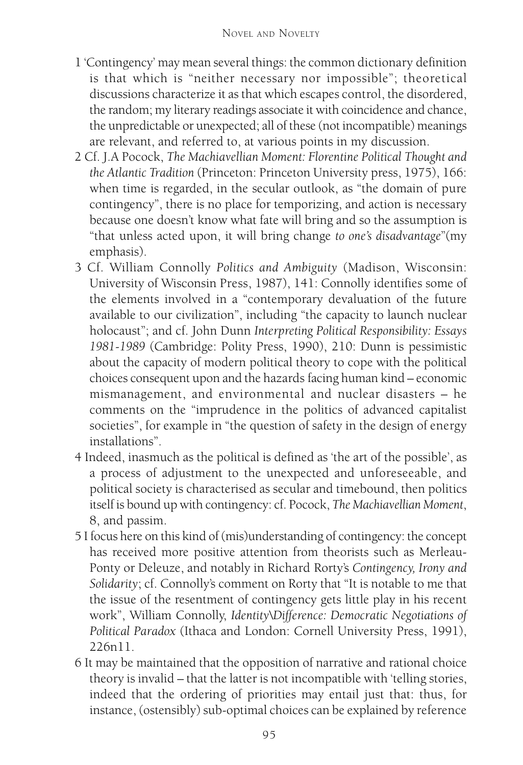1 'Contingency' may mean several things: the common dictionary definition is that which is "neither necessary nor impossible"; theoretical discussions characterize it as that which escapes control, the disordered, the random; my literary readings associate it with coincidence and chance, the unpredictable or unexpected; all of these (not incompatible) meanings are relevant, and referred to, at various points in my discussion.

2 Cf. J.A Pocock, *The Machiavellian Moment: Florentine Political Thought and the Atlantic Tradition* (Princeton: Princeton University press, 1975), 166: when time is regarded, in the secular outlook, as "the domain of pure contingency", there is no place for temporizing, and action is necessary because one doesn't know what fate will bring and so the assumption is "that unless acted upon, it will bring change *to one's disadvantage*"(my emphasis).

3 Cf. William Connolly *Politics and Ambiguity* (Madison, Wisconsin: University of Wisconsin Press, 1987), 141: Connolly identifies some of the elements involved in a "contemporary devaluation of the future available to our civilization", including "the capacity to launch nuclear holocaust"; and cf. John Dunn *Interpreting Political Responsibility: Essays 1981-1989* (Cambridge: Polity Press, 1990), 210: Dunn is pessimistic about the capacity of modern political theory to cope with the political choices consequent upon and the hazards facing human kind – economic mismanagement, and environmental and nuclear disasters – he comments on the "imprudence in the politics of advanced capitalist societies", for example in "the question of safety in the design of energy installations".

4 Indeed, inasmuch as the political is defined as 'the art of the possible', as a process of adjustment to the unexpected and unforeseeable, and political society is characterised as secular and timebound, then politics itself is bound up with contingency: cf. Pocock, *The Machiavellian Moment*, 8, and passim.

5 I focus here on this kind of (mis)understanding of contingency: the concept has received more positive attention from theorists such as Merleau-Ponty or Deleuze, and notably in Richard Rorty's *Contingency, Irony and Solidarity*; cf. Connolly's comment on Rorty that "It is notable to me that the issue of the resentment of contingency gets little play in his recent work", William Connolly, *Identity\Difference: Democratic Negotiations of Political Paradox* (Ithaca and London: Cornell University Press, 1991), 226n11.

6 It may be maintained that the opposition of narrative and rational choice theory is invalid – that the latter is not incompatible with 'telling stories, indeed that the ordering of priorities may entail just that: thus, for instance, (ostensibly) sub-optimal choices can be explained by reference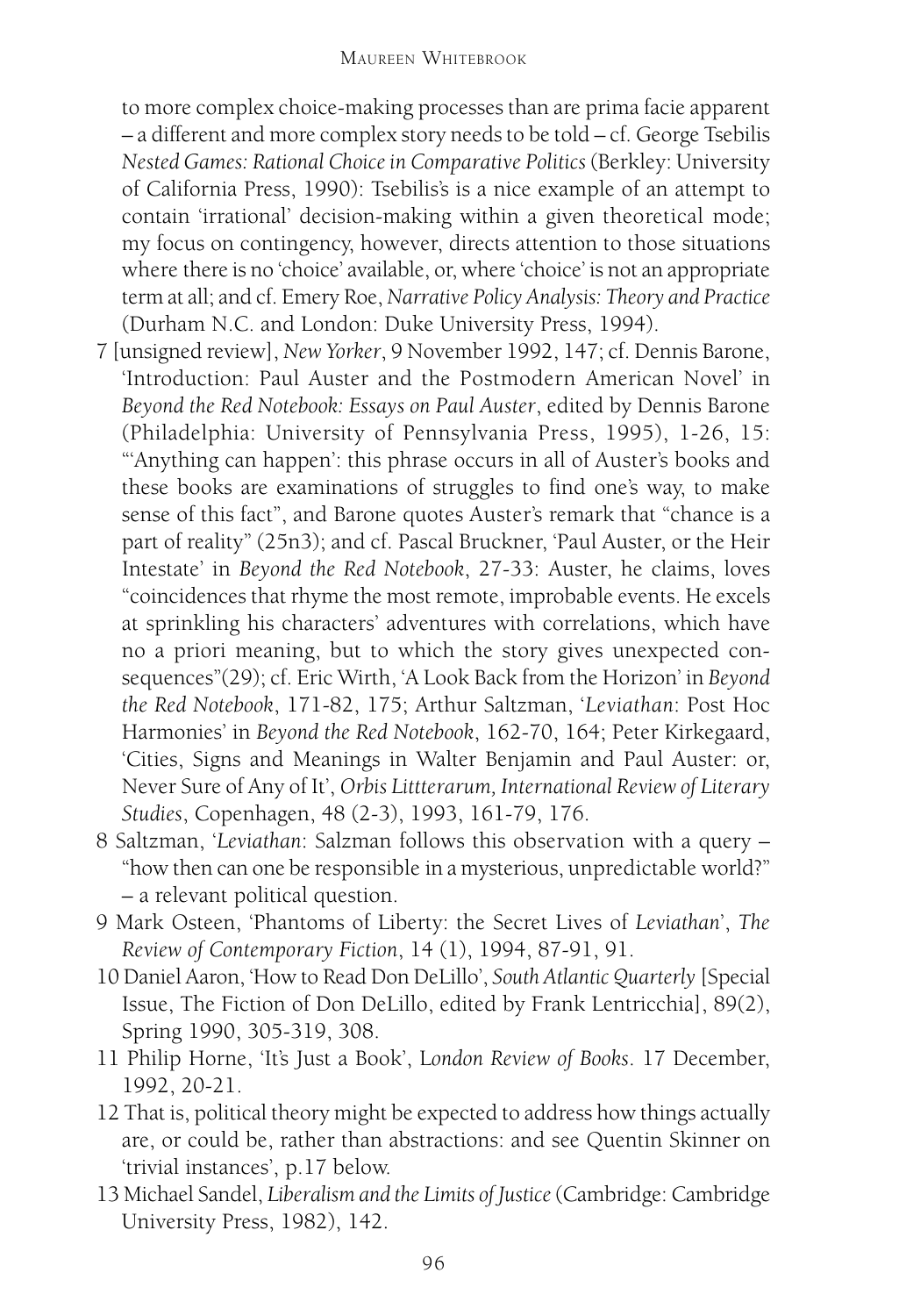to more complex choice-making processes than are prima facie apparent – a different and more complex story needs to be told – cf. George Tsebilis *Nested Games: Rational Choice in Comparative Politics* (Berkley: University of California Press, 1990): Tsebilis's is a nice example of an attempt to contain 'irrational' decision-making within a given theoretical mode; my focus on contingency, however, directs attention to those situations where there is no 'choice' available, or, where 'choice' is not an appropriate term at all; and cf. Emery Roe, *Narrative Policy Analysis: Theory and Practice* (Durham N.C. and London: Duke University Press, 1994).

7 [unsigned review], *New Yorker*, 9 November 1992, 147; cf. Dennis Barone, 'Introduction: Paul Auster and the Postmodern American Novel' in *Beyond the Red Notebook: Essays on Paul Auster*, edited by Dennis Barone (Philadelphia: University of Pennsylvania Press, 1995), 1-26, 15: "'Anything can happen': this phrase occurs in all of Auster's books and these books are examinations of struggles to find one's way, to make sense of this fact", and Barone quotes Auster's remark that "chance is a part of reality" (25n3); and cf. Pascal Bruckner, 'Paul Auster, or the Heir Intestate' in *Beyond the Red Notebook*, 27-33: Auster, he claims, loves "coincidences that rhyme the most remote, improbable events. He excels at sprinkling his characters' adventures with correlations, which have no a priori meaning, but to which the story gives unexpected consequences"(29); cf. Eric Wirth, 'A Look Back from the Horizon' in *Beyond the Red Notebook*, 171-82, 175; Arthur Saltzman, '*Leviathan*: Post Hoc Harmonies' in *Beyond the Red Notebook*, 162-70, 164; Peter Kirkegaard, 'Cities, Signs and Meanings in Walter Benjamin and Paul Auster: or, Never Sure of Any of It', *Orbis Littterarum, International Review of Literary Studies*, Copenhagen, 48 (2-3), 1993, 161-79, 176.

8 Saltzman, '*Leviathan*: Salzman follows this observation with a query – "how then can one be responsible in a mysterious, unpredictable world?" – a relevant political question.

9 Mark Osteen, 'Phantoms of Liberty: the Secret Lives of *Leviathan*', *The Review of Contemporary Fiction*, 14 (1), 1994, 87-91, 91.

10 Daniel Aaron, 'How to Read Don DeLillo', *South Atlantic Quarterly* [Special Issue, The Fiction of Don DeLillo, edited by Frank Lentricchia], 89(2), Spring 1990, 305-319, 308.

11 Philip Horne, 'It's Just a Book', *London Review of Books*. 17 December, 1992, 20-21.

12 That is, political theory might be expected to address how things actually are, or could be, rather than abstractions: and see Quentin Skinner on 'trivial instances', p.17 below.

13 Michael Sandel, *Liberalism and the Limits of Justice* (Cambridge: Cambridge University Press, 1982), 142.